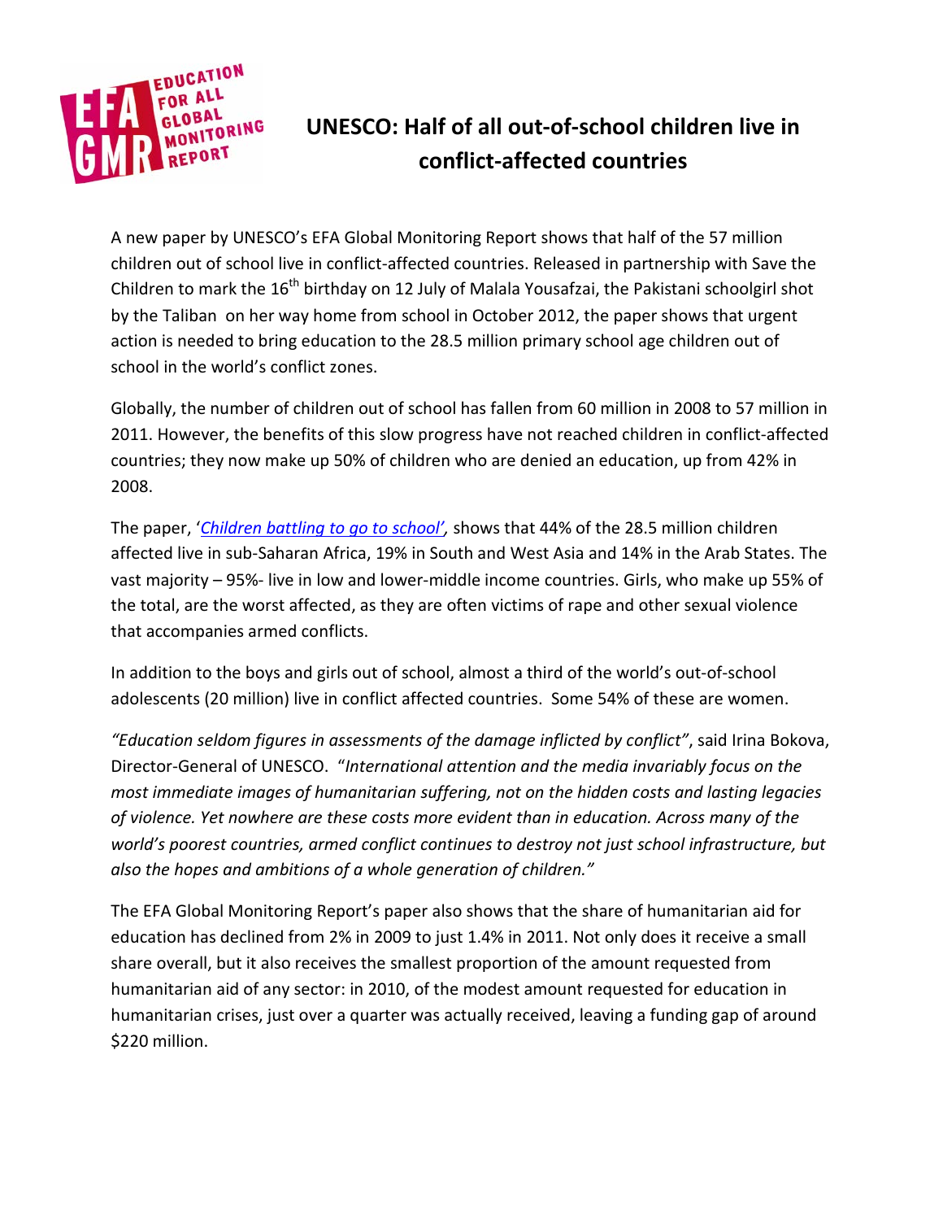# UNESCO: Half of all out-of-school children live in conflict-affected countries

A new paper by UNESCO's EFA Global Monitoring Report shows that half of the 57 million children out of school live in conflict-affected countries. Released in partnership with Save the Children to mark the 16th birthday on 12 July of Malala Yousafzai, the Pakistani schoolgirl shot by the Taliban on her way home from school in October 2012, the paper shows that urgent action is needed to bring education to the 28.5 million primary school age children out of school in the world's conflict zones.

Globally, the number of children out of school has fallen from 60 million in 2008 to 57 million in 2011. However, the benefits of this slow progress have not reached children in conflict-affected countries; they now make up 50% of children who are denied an education, up from 42% in 2008.

The paper, '*Children battling to go to school'*, shows that 44% of the 28.5 million children affected live in sub-Saharan Africa, 19% in South and West Asia and 14% in the Arab States. The vast majority – 95%- live in low and lower-middle income countries. Girls, who make up 55% of the total, are the worst affected, as they are often victims of rape and other sexual violence that accompanies armed conflicts.

In addition to the boys and girls out of school, almost a third of the world's out-of-school adolescents (20 million) live in conflict affected countries. Some 54% of these are women.

*"Education seldom figures in assessments of the damage inflicted by conflict"*, said Irina Bokova, Director-General of UNESCO. "*International attention and the media invariably focus on the most immediate images of humanitarian suffering, not on the hidden costs and lasting legacies of violence. Yet nowhere are these costs more evident than in education. Across many of the world's poorest countries, armed conflict continues to destroy not just school infrastructure, but also the hopes and ambitions of a whole generation of children."*

The EFA Global Monitoring Report's paper also shows that the share of humanitarian aid for education has declined from 2% in 2009 to just 1.4% in 2011. Not only does it receive a small share overall, but it also receives the smallest proportion of the amount requested from humanitarian aid of any sector: in 2010, of the modest amount requested for education in humanitarian crises, just over a quarter was actually received, leaving a funding gap of around $220 million.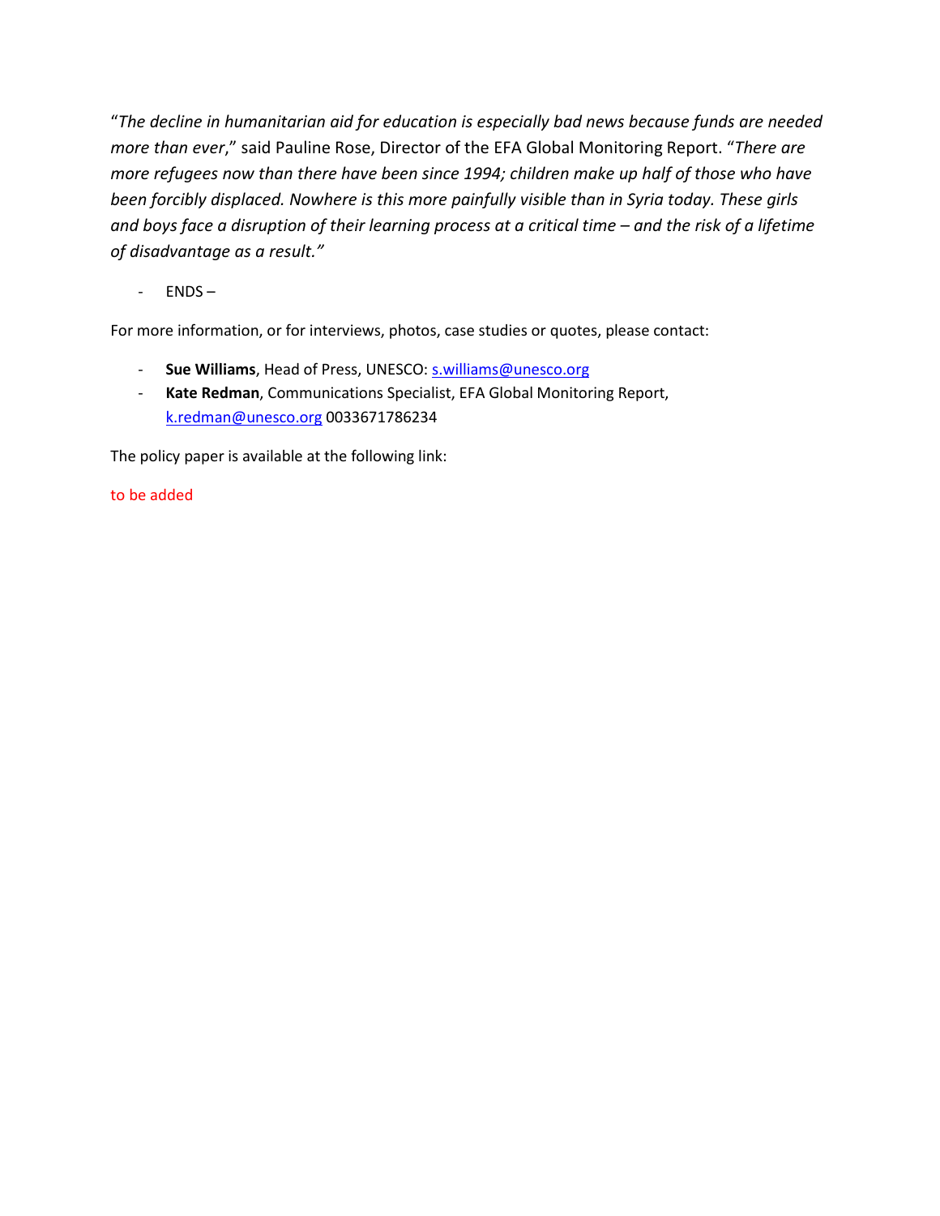"*The decline in humanitarian aid for education is especially bad news because funds are needed more than ever*," said Pauline Rose, Director of the EFA Global Monitoring Report. "*There are more refugees now than there have been since 1994; children make up half of those who have been forcibly displaced. Nowhere is this more painfully visible than in Syria today. These girls and boys face a disruption of their learning process at a critical time – and the risk of a lifetime of disadvantage as a result."*

- ENDS –

For more information, or for interviews, photos, case studies or quotes, please contact:

- **Sue Williams**, Head of Press, UNESCO: s.williams@unesco.org
- **Kate Redman**, Communications Specialist, EFA Global Monitoring Report, k.redman@unesco.org 0033671786234

The policy paper is available at the following link:

to be added